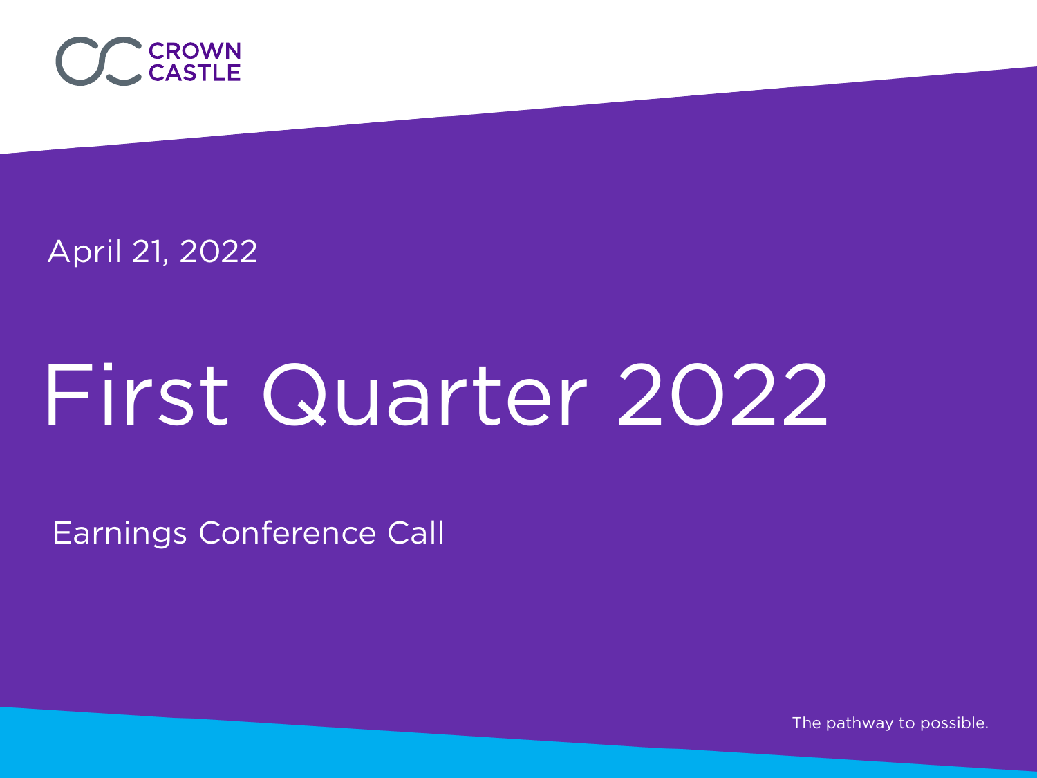CROWN CASTLE

April 21, 2022

# First Quarter 2022

Earnings Conference Call

The pathway to possible.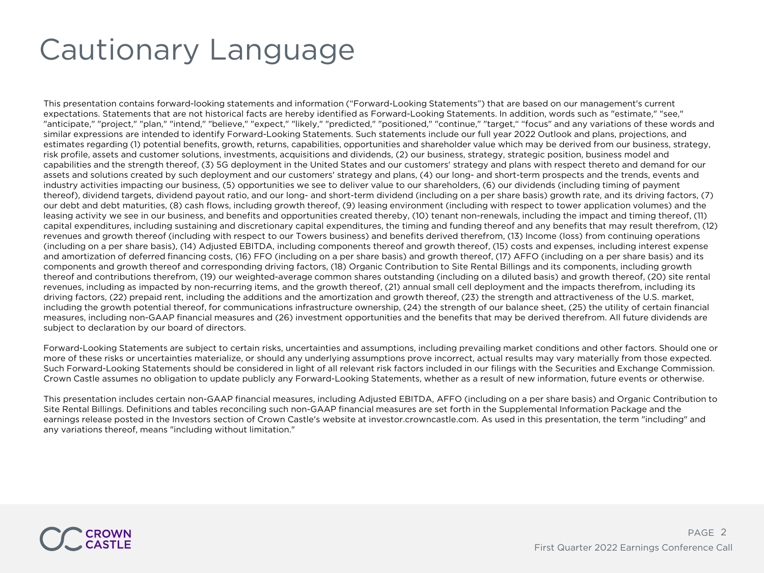# Cautionary Language

This presentation contains forward-looking statements and information ("Forward-Looking Statements") that are based on our management's current expectations. Statements that are not historical facts are hereby identified as Forward-Looking Statements. In addition, words such as "estimate," "see," "anticipate," "project," "plan," "intend," "believe," "expect," "likely," "predicted," "positioned," "continue," "target," "focus" and any variations of these words and similar expressions are intended to identify Forward-Looking Statements. Such statements include our full year 2022 Outlook and plans, projections, and estimates regarding (1) potential benefits, growth, returns, capabilities, opportunities and shareholder value which may be derived from our business, strategy, risk profile, assets and customer solutions, investments, acquisitions and dividends, (2) our business, strategy, strategic position, business model and capabilities and the strength thereof, (3) 5G deployment in the United States and our customers' strategy and plans with respect thereto and demand for our assets and solutions created by such deployment and our customers' strategy and plans, (4) our long- and short-term prospects and the trends, events and industry activities impacting our business, (5) opportunities we see to deliver value to our shareholders, (6) our dividends (including timing of payment thereof), dividend targets, dividend payout ratio, and our long- and short-term dividend (including on a per share basis) growth rate, and its driving factors, (7) our debt and debt maturities, (8) cash flows, including growth thereof, (9) leasing environment (including with respect to tower application volumes) and the leasing activity we see in our business, and benefits and opportunities created thereby, (10) tenant non-renewals, including the impact and timing thereof, (11) capital expenditures, including sustaining and discretionary capital expenditures, the timing and funding thereof and any benefits that may result therefrom, (12) revenues and growth thereof (including with respect to our Towers business) and benefits derived therefrom, (13) Income (loss) from continuing operations (including on a per share basis), (14) Adjusted EBITDA, including components thereof and growth thereof, (15) costs and expenses, including interest expense and amortization of deferred financing costs, (16) FFO (including on a per share basis) and growth thereof, (17) AFFO (including on a per share basis) and its components and growth thereof and corresponding driving factors, (18) Organic Contribution to Site Rental Billings and its components, including growth thereof and contributions therefrom, (19) our weighted-average common shares outstanding (including on a diluted basis) and growth thereof, (20) site rental revenues, including as impacted by non-recurring items, and the growth thereof, (21) annual small cell deployment and the impacts therefrom, including its driving factors, (22) prepaid rent, including the additions and the amortization and growth thereof, (23) the strength and attractiveness of the U.S. market, including the growth potential thereof, for communications infrastructure ownership, (24) the strength of our balance sheet, (25) the utility of certain financial measures, including non-GAAP financial measures and (26) investment opportunities and the benefits that may be derived therefrom. All future dividends are subject to declaration by our board of directors.

Forward-Looking Statements are subject to certain risks, uncertainties and assumptions, including prevailing market conditions and other factors. Should one or more of these risks or uncertainties materialize, or should any underlying assumptions prove incorrect, actual results may vary materially from those expected. Such Forward-Looking Statements should be considered in light of all relevant risk factors included in our filings with the Securities and Exchange Commission. Crown Castle assumes no obligation to update publicly any Forward-Looking Statements, whether as a result of new information, future events or otherwise.

This presentation includes certain non-GAAP financial measures, including Adjusted EBITDA, AFFO (including on a per share basis) and Organic Contribution to Site Rental Billings. Definitions and tables reconciling such non-GAAP financial measures are set forth in the Supplemental Information Package and the earnings release posted in the Investors section of Crown Castle's website at investor.crowncastle.com. As used in this presentation, the term "including" and any variations thereof, means "including without limitation."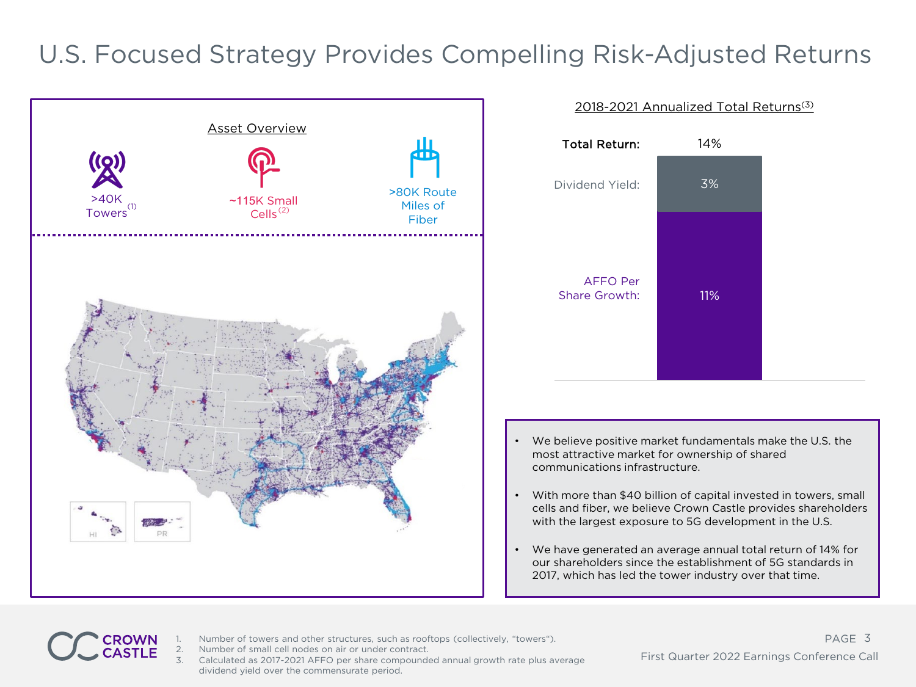# U.S. Focused Strategy Provides Compelling Risk-Adjusted Returns

### Asset Overview

- >40K Towers[1]
- ~115K Small Cells[2]
- >80K Route Miles of Fiber

HI PR

### 2018-2021 Annualized Total Returns[3]

| | |
|---|---|
| Total Return: | 14% |
| Dividend Yield: | 3% |
| AFFO Per Share Growth: | 11% |

- We believe positive market fundamentals make the U.S. the most attractive market for ownership of shared communications infrastructure.
- With more than $40 billion of capital invested in towers, small cells and fiber, we believe Crown Castle provides shareholders with the largest exposure to 5G development in the U.S.
- We have generated an average annual total return of 14% for our shareholders since the establishment of 5G standards in 2017, which has led the tower industry over that time.

1. Number of towers and other structures, such as rooftops (collectively, "towers").
2. Number of small cell nodes on air or under contract.
3. Calculated as 2017-2021 AFFO per share compounded annual growth rate plus average dividend yield over the commensurate period.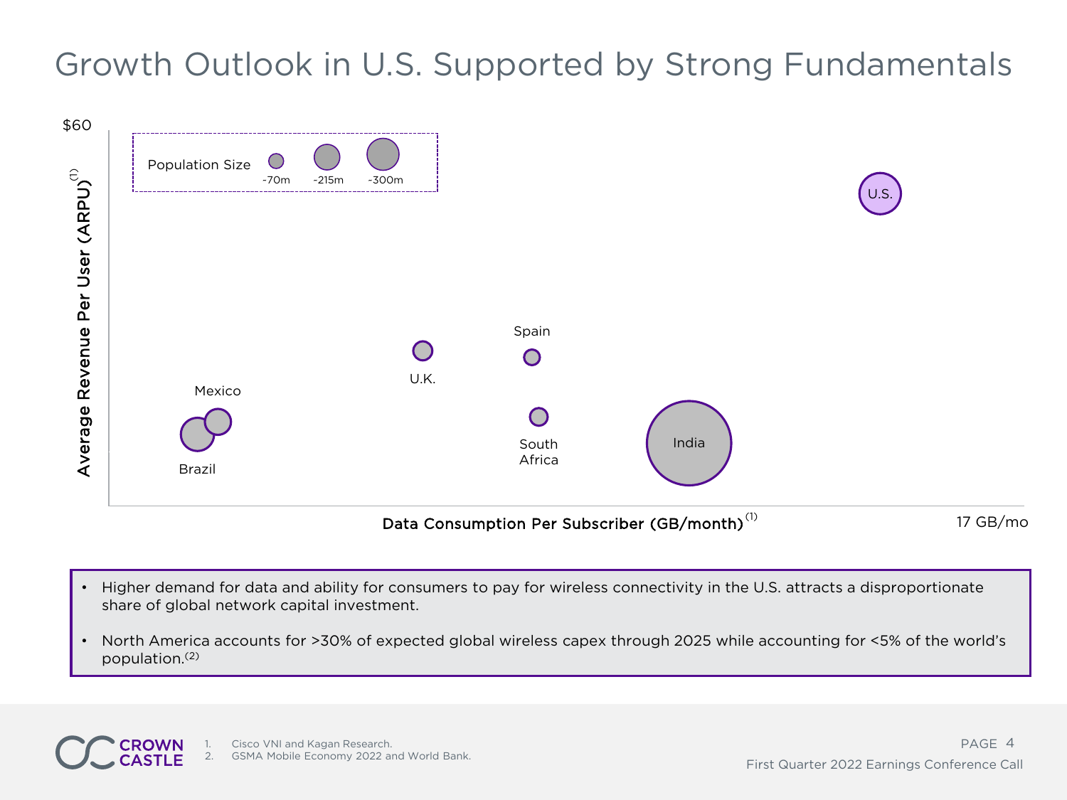# Growth Outlook in U.S. Supported by Strong Fundamentals

$60

Average Revenue Per User (ARPU)[1]

Population Size: ~70m, ~215m, ~300m

U.S.

Spain

U.K.

Mexico

Brazil

South Africa

India

Data Consumption Per Subscriber (GB/month)[1]

17 GB/mo

- Higher demand for data and ability for consumers to pay for wireless connectivity in the U.S. attracts a disproportionate share of global network capital investment.
- North America accounts for >30% of expected global wireless capex through 2025 while accounting for <5% of the world's population.[2]

1. Cisco VNI and Kagan Research.
2. GSMA Mobile Economy 2022 and World Bank.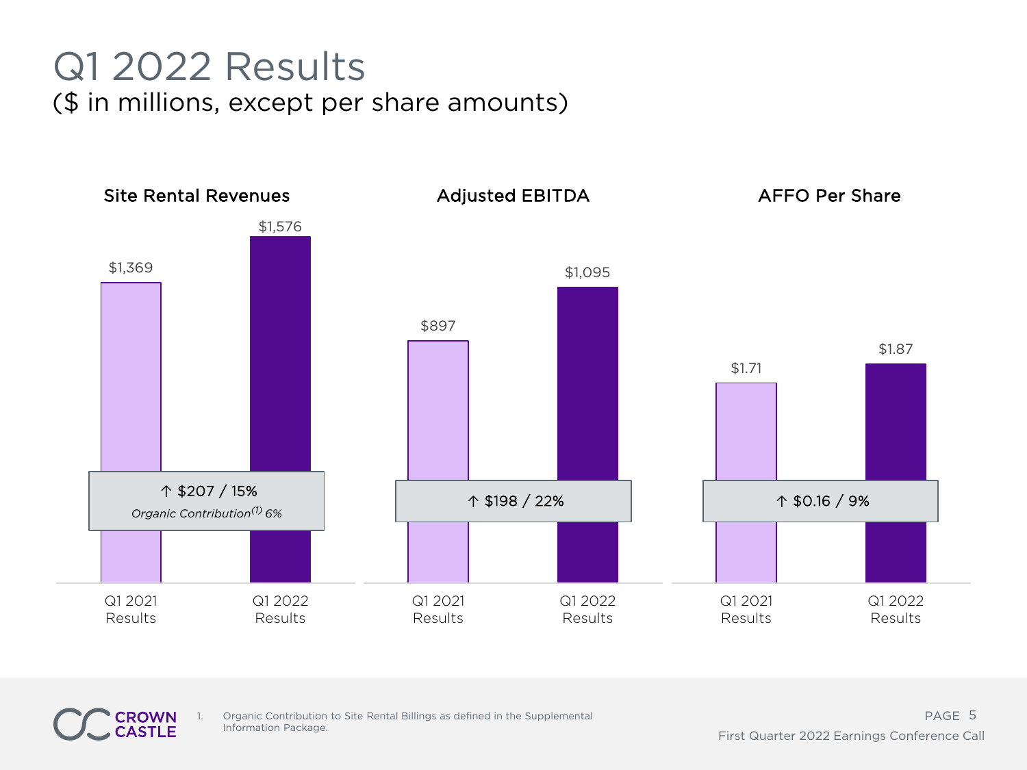# Q1 2022 Results

## ($ in millions, except per share amounts)

### Site Rental Revenues

| | Q1 2021 Results | Q1 2022 Results |
|---|---|---|
| Site Rental Revenues | $1,369 | $1,576 |

↑ $207 / 15%

*Organic Contribution[1] 6%*

### Adjusted EBITDA

| | Q1 2021 Results | Q1 2022 Results |
|---|---|---|
| Adjusted EBITDA | $897 | $1,095 |

↑ $198 / 22%

### AFFO Per Share

| | Q1 2021 Results | Q1 2022 Results |
|---|---|---|
| AFFO Per Share | $1.71 | $1.87 |

↑ $0.16 / 9%

1. Organic Contribution to Site Rental Billings as defined in the Supplemental Information Package.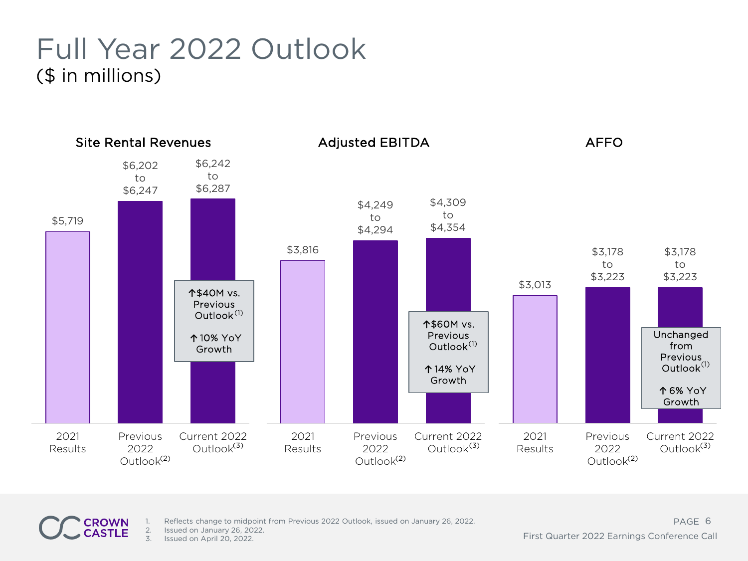# Full Year 2022 Outlook

($ in millions)

## Site Rental Revenues

| 2021 Results | Previous 2022 Outlook[2] | Current 2022 Outlook[3] |
|---|---|---|
| $5,719 | $6,202 to $6,247 | $6,242 to $6,287 |

↑$40M vs. Previous Outlook[1]

↑10% YoY Growth

## Adjusted EBITDA

| 2021 Results | Previous 2022 Outlook[2] | Current 2022 Outlook[3] |
|---|---|---|
| $3,816 | $4,249 to $4,294 | $4,309 to $4,354 |

↑$60M vs. Previous Outlook[1]

↑14% YoY Growth

## AFFO

| 2021 Results | Previous 2022 Outlook[2] | Current 2022 Outlook[3] |
|---|---|---|
| $3,013 | $3,178 to $3,223 | $3,178 to $3,223 |

Unchanged from Previous Outlook[1]

↑6% YoY Growth

1. Reflects change to midpoint from Previous 2022 Outlook, issued on January 26, 2022.
2. Issued on January 26, 2022.
3. Issued on April 20, 2022.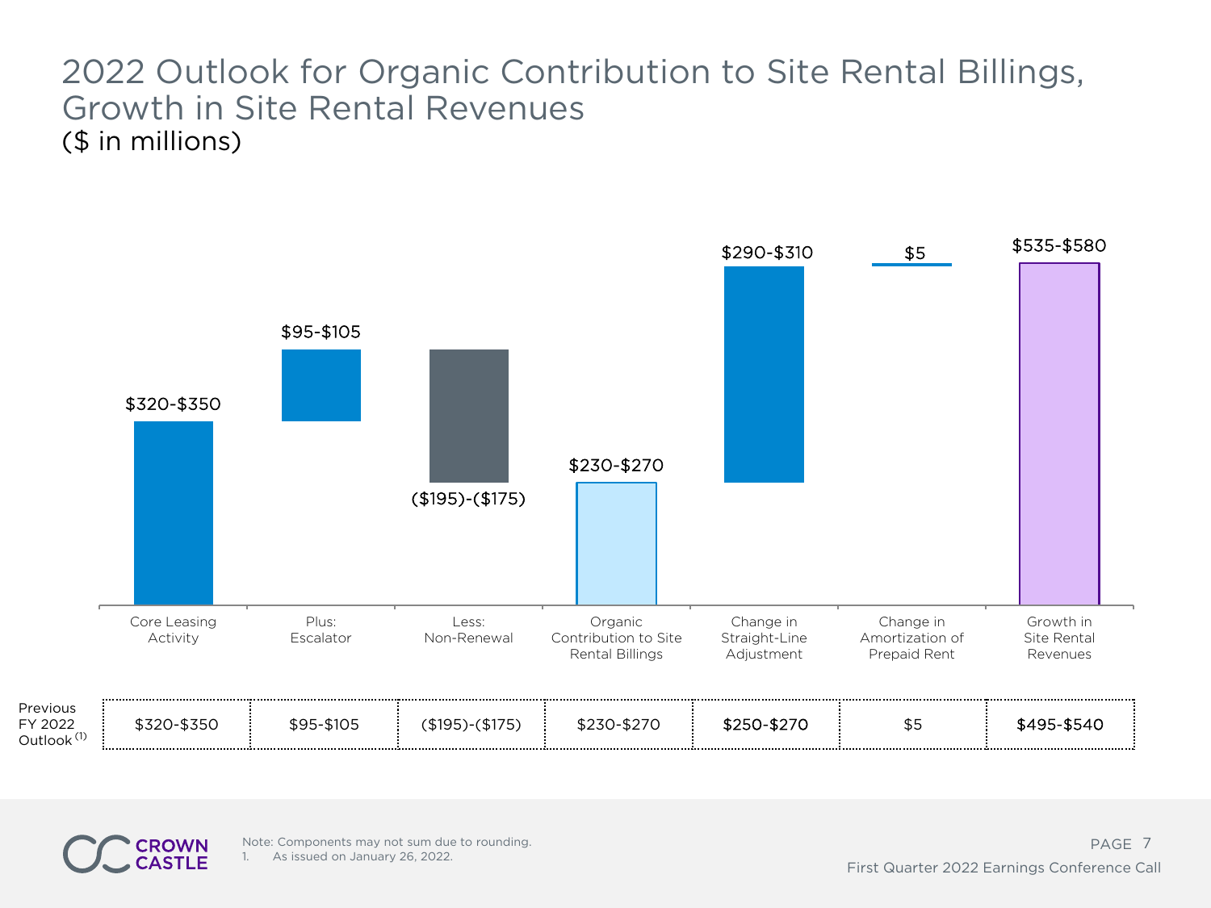# 2022 Outlook for Organic Contribution to Site Rental Billings, Growth in Site Rental Revenues

($ in millions)

| | Core Leasing Activity | Plus: Escalator | Less: Non-Renewal | Organic Contribution to Site Rental Billings | Change in Straight-Line Adjustment | Change in Amortization of Prepaid Rent | Growth in Site Rental Revenues |
|---|---|---|---|---|---|---|---|
| 2022 Outlook | $320-$350 | $95-$105 | ($195)-($175) | $230-$270 | $290-$310 | $5 | $535-$580 |
| Previous FY 2022 Outlook [1] | $320-$350 | $95-$105 | ($195)-($175) | $230-$270 | $250-$270 | $5 | $495-$540 |

Note: Components may not sum due to rounding.

1. As issued on January 26, 2022.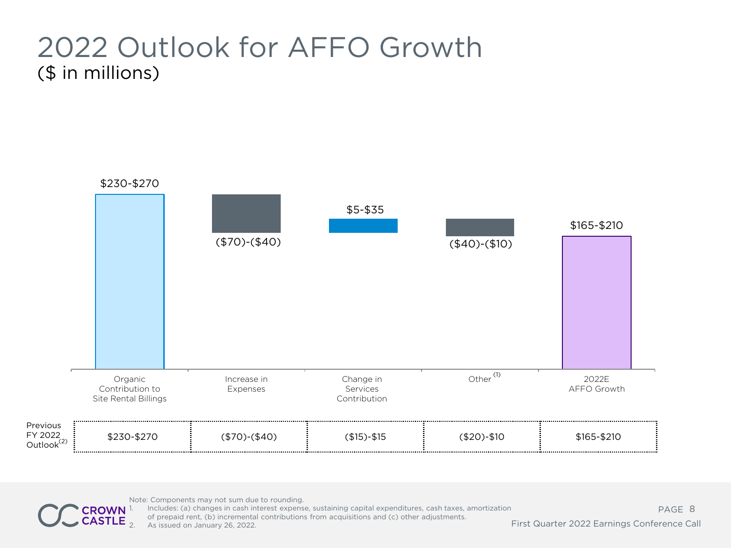# 2022 Outlook for AFFO Growth
## ($ in millions)

$230-$270

($70)-($40)

$5-$35

($40)-($10)

$165-$210

Organic Contribution to Site Rental Billings

Increase in Expenses

Change in Services Contribution

Other [1]

2022E AFFO Growth

| | Organic Contribution to Site Rental Billings | Increase in Expenses | Change in Services Contribution | Other [1] | 2022E AFFO Growth |
|---|---|---|---|---|---|
| Previous FY 2022 Outlook[2] | $230-$270 | ($70)-($40) | ($15)-$15 | ($20)-$10 | $165-$210 |

Note: Components may not sum due to rounding.

1. Includes: (a) changes in cash interest expense, sustaining capital expenditures, cash taxes, amortization of prepaid rent, (b) incremental contributions from acquisitions and (c) other adjustments.
2. As issued on January 26, 2022.